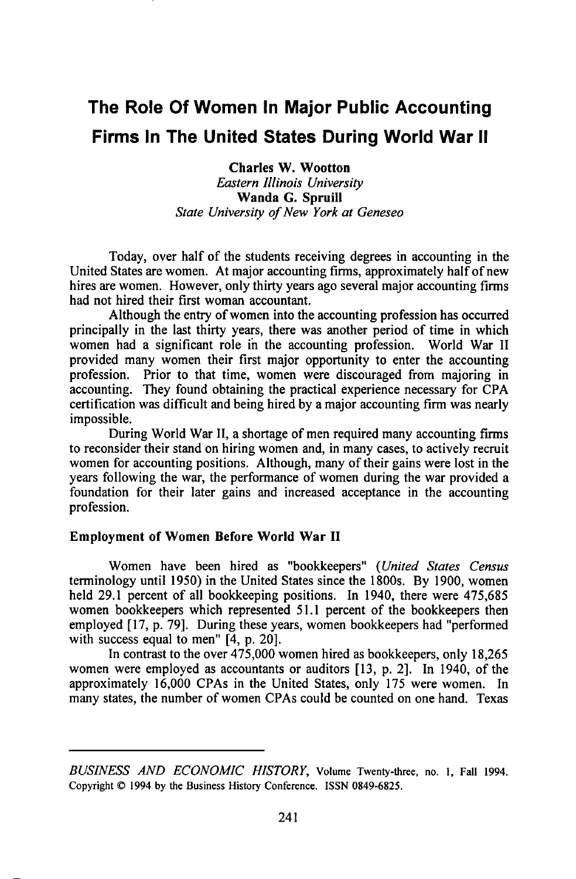# The Role Of Women In Major Public Accounting Firms In The United States During World War II

**Charles W. Wootton**
*Eastern Illinois University*
**Wanda G. Spruill**
*State University of New York at Geneseo*

Today, over half of the students receiving degrees in accounting in the United States are women. At major accounting firms, approximately half of new hires are women. However, only thirty years ago several major accounting firms had not hired their first woman accountant.

Although the entry of women into the accounting profession has occurred principally in the last thirty years, there was another period of time in which women had a significant role in the accounting profession. World War II provided many women their first major opportunity to enter the accounting profession. Prior to that time, women were discouraged from majoring in accounting. They found obtaining the practical experience necessary for CPA certification was difficult and being hired by a major accounting firm was nearly impossible.

During World War II, a shortage of men required many accounting firms to reconsider their stand on hiring women and, in many cases, to actively recruit women for accounting positions. Although, many of their gains were lost in the years following the war, the performance of women during the war provided a foundation for their later gains and increased acceptance in the accounting profession.

### Employment of Women Before World War II

Women have been hired as "bookkeepers" (*United States Census* terminology until 1950) in the United States since the 1800s. By 1900, women held 29.1 percent of all bookkeeping positions. In 1940, there were 475,685 women bookkeepers which represented 51.1 percent of the bookkeepers then employed [17, p. 79]. During these years, women bookkeepers had "performed with success equal to men" [4, p. 20].

In contrast to the over 475,000 women hired as bookkeepers, only 18,265 women were employed as accountants or auditors [13, p. 2]. In 1940, of the approximately 16,000 CPAs in the United States, only 175 were women. In many states, the number of women CPAs could be counted on one hand. Texas

*BUSINESS AND ECONOMIC HISTORY*, Volume Twenty-three, no. 1, Fall 1994. Copyright © 1994 by the Business History Conference. ISSN 0849-6825.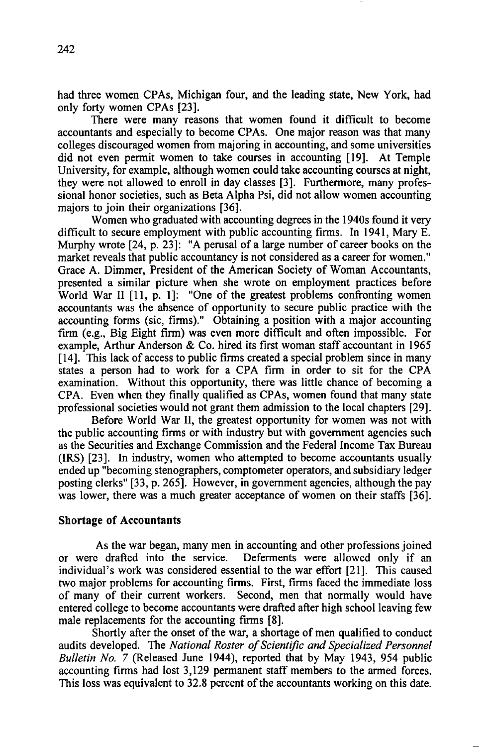had three women CPAs, Michigan four, and the leading state, New York, had only forty women CPAs [23].

There were many reasons that women found it difficult to become accountants and especially to become CPAs. One major reason was that many colleges discouraged women from majoring in accounting, and some universities did not even permit women to take courses in accounting [19]. At Temple University, for example, although women could take accounting courses at night, they were not allowed to enroll in day classes [3]. Furthermore, many professional honor societies, such as Beta Alpha Psi, did not allow women accounting majors to join their organizations [36].

Women who graduated with accounting degrees in the 1940s found it very difficult to secure employment with public accounting firms. In 1941, Mary E. Murphy wrote [24, p. 23]: "A perusal of a large number of career books on the market reveals that public accountancy is not considered as a career for women." Grace A. Dimmer, President of the American Society of Woman Accountants, presented a similar picture when she wrote on employment practices before World War II [11, p. 1]: "One of the greatest problems confronting women accountants was the absence of opportunity to secure public practice with the accounting forms (sic, firms)." Obtaining a position with a major accounting firm (e.g., Big Eight firm) was even more difficult and often impossible. For example, Arthur Anderson & Co. hired its first woman staff accountant in 1965 [14]. This lack of access to public firms created a special problem since in many states a person had to work for a CPA firm in order to sit for the CPA examination. Without this opportunity, there was little chance of becoming a CPA. Even when they finally qualified as CPAs, women found that many state professional societies would not grant them admission to the local chapters [29].

Before World War II, the greatest opportunity for women was not with the public accounting firms or with industry but with government agencies such as the Securities and Exchange Commission and the Federal Income Tax Bureau (IRS) [23]. In industry, women who attempted to become accountants usually ended up "becoming stenographers, comptometer operators, and subsidiary ledger posting clerks" [33, p. 265]. However, in government agencies, although the pay was lower, there was a much greater acceptance of women on their staffs [36].

## Shortage of Accountants

As the war began, many men in accounting and other professions joined or were drafted into the service. Deferments were allowed only if an individual's work was considered essential to the war effort [21]. This caused two major problems for accounting firms. First, firms faced the immediate loss of many of their current workers. Second, men that normally would have entered college to become accountants were drafted after high school leaving few male replacements for the accounting firms [8].

Shortly after the onset of the war, a shortage of men qualified to conduct audits developed. The *National Roster of Scientific and Specialized Personnel Bulletin No. 7* (Released June 1944), reported that by May 1943, 954 public accounting firms had lost 3,129 permanent staff members to the armed forces. This loss was equivalent to 32.8 percent of the accountants working on this date.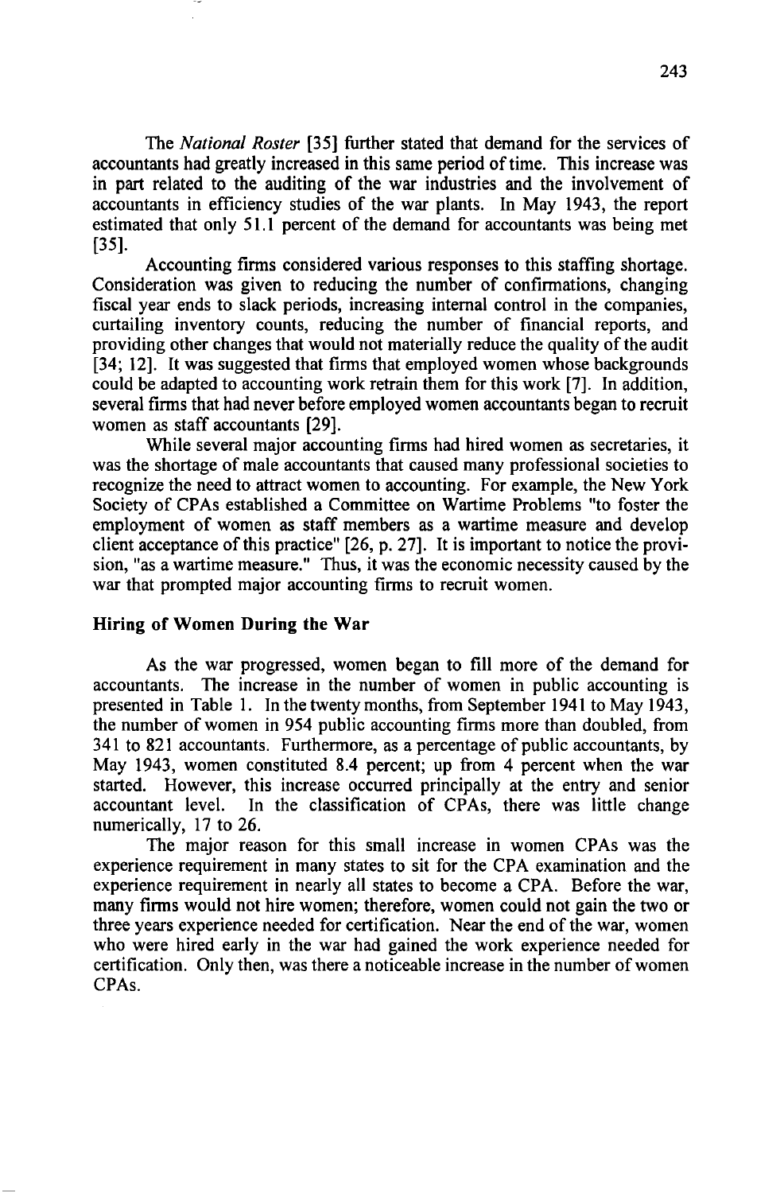The *National Roster* [35] further stated that demand for the services of accountants had greatly increased in this same period of time. This increase was in part related to the auditing of the war industries and the involvement of accountants in efficiency studies of the war plants. In May 1943, the report estimated that only 51.1 percent of the demand for accountants was being met [35].

Accounting firms considered various responses to this staffing shortage. Consideration was given to reducing the number of confirmations, changing fiscal year ends to slack periods, increasing internal control in the companies, curtailing inventory counts, reducing the number of financial reports, and providing other changes that would not materially reduce the quality of the audit [34; 12]. It was suggested that firms that employed women whose backgrounds could be adapted to accounting work retrain them for this work [7]. In addition, several firms that had never before employed women accountants began to recruit women as staff accountants [29].

While several major accounting firms had hired women as secretaries, it was the shortage of male accountants that caused many professional societies to recognize the need to attract women to accounting. For example, the New York Society of CPAs established a Committee on Wartime Problems "to foster the employment of women as staff members as a wartime measure and develop client acceptance of this practice" [26, p. 27]. It is important to notice the provision, "as a wartime measure." Thus, it was the economic necessity caused by the war that prompted major accounting firms to recruit women.

## Hiring of Women During the War

As the war progressed, women began to fill more of the demand for accountants. The increase in the number of women in public accounting is presented in Table 1. In the twenty months, from September 1941 to May 1943, the number of women in 954 public accounting firms more than doubled, from 341 to 821 accountants. Furthermore, as a percentage of public accountants, by May 1943, women constituted 8.4 percent; up from 4 percent when the war started. However, this increase occurred principally at the entry and senior accountant level. In the classification of CPAs, there was little change numerically, 17 to 26.

The major reason for this small increase in women CPAs was the experience requirement in many states to sit for the CPA examination and the experience requirement in nearly all states to become a CPA. Before the war, many firms would not hire women; therefore, women could not gain the two or three years experience needed for certification. Near the end of the war, women who were hired early in the war had gained the work experience needed for certification. Only then, was there a noticeable increase in the number of women CPAs.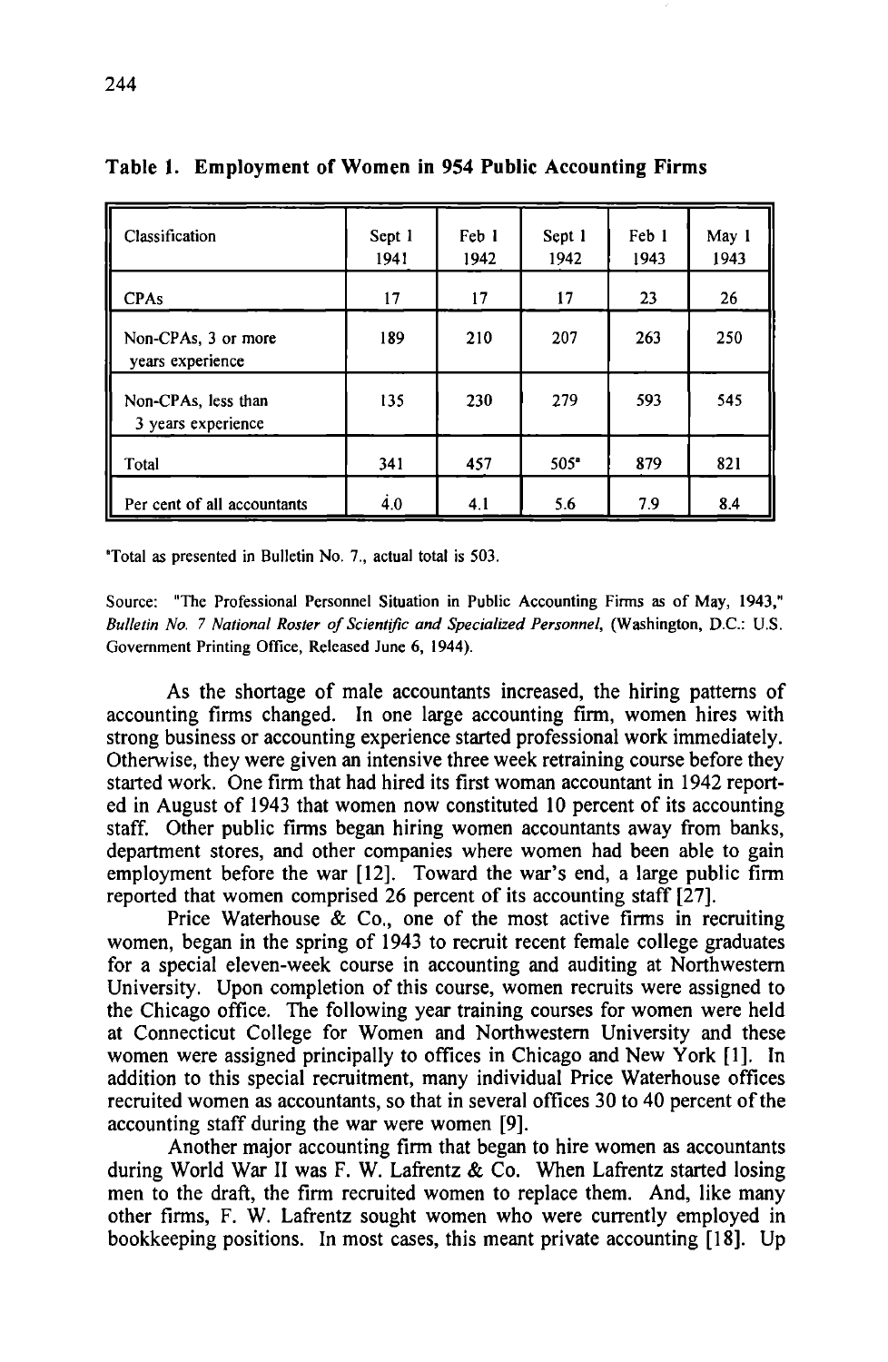**Table 1. Employment of Women in 954 Public Accounting Firms**

| Classification | Sept 1 1941 | Feb 1 1942 | Sept 1 1942 | Feb 1 1943 | May 1 1943 |
|---|---|---|---|---|---|
| CPAs | 17 | 17 | 17 | 23 | 26 |
| Non-CPAs, 3 or more years experience | 189 | 210 | 207 | 263 | 250 |
| Non-CPAs, less than 3 years experience | 135 | 230 | 279 | 593 | 545 |
| Total | 341 | 457 | 505[a] | 879 | 821 |
| Per cent of all accountants | 4.0 | 4.1 | 5.6 | 7.9 | 8.4 |

[a]Total as presented in Bulletin No. 7., actual total is 503.

Source: "The Professional Personnel Situation in Public Accounting Firms as of May, 1943," *Bulletin No. 7 National Roster of Scientific and Specialized Personnel*, (Washington, D.C.: U.S. Government Printing Office, Released June 6, 1944).

As the shortage of male accountants increased, the hiring patterns of accounting firms changed. In one large accounting firm, women hires with strong business or accounting experience started professional work immediately. Otherwise, they were given an intensive three week retraining course before they started work. One firm that had hired its first woman accountant in 1942 reported in August of 1943 that women now constituted 10 percent of its accounting staff. Other public firms began hiring women accountants away from banks, department stores, and other companies where women had been able to gain employment before the war [12]. Toward the war's end, a large public firm reported that women comprised 26 percent of its accounting staff [27].

Price Waterhouse & Co., one of the most active firms in recruiting women, began in the spring of 1943 to recruit recent female college graduates for a special eleven-week course in accounting and auditing at Northwestern University. Upon completion of this course, women recruits were assigned to the Chicago office. The following year training courses for women were held at Connecticut College for Women and Northwestern University and these women were assigned principally to offices in Chicago and New York [1]. In addition to this special recruitment, many individual Price Waterhouse offices recruited women as accountants, so that in several offices 30 to 40 percent of the accounting staff during the war were women [9].

Another major accounting firm that began to hire women as accountants during World War II was F. W. Lafrentz & Co. When Lafrentz started losing men to the draft, the firm recruited women to replace them. And, like many other firms, F. W. Lafrentz sought women who were currently employed in bookkeeping positions. In most cases, this meant private accounting [18]. Up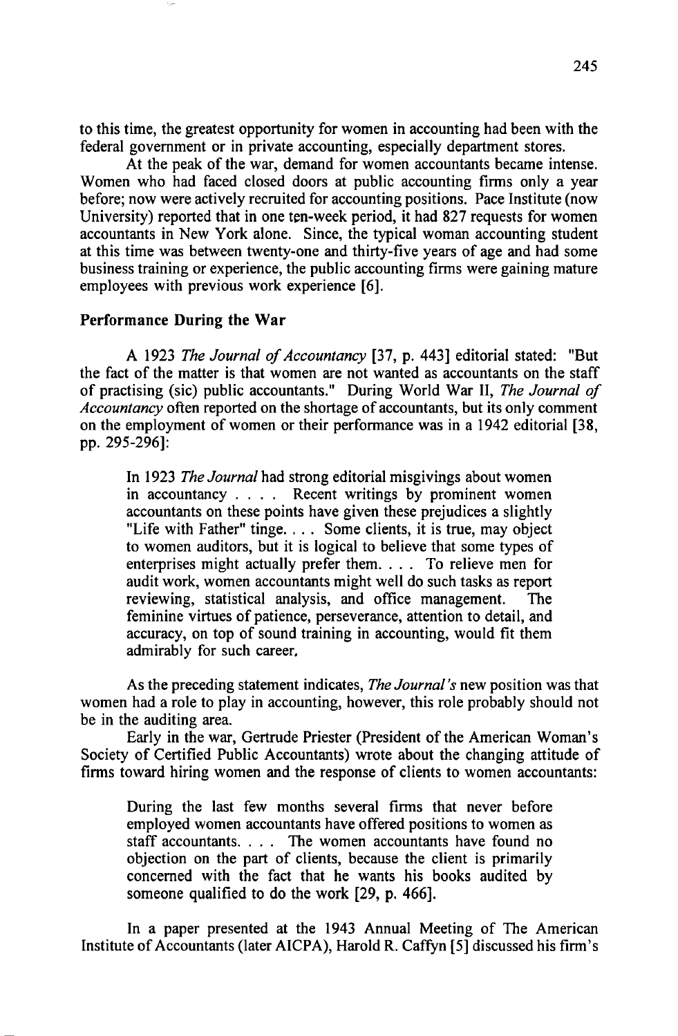to this time, the greatest opportunity for women in accounting had been with the federal government or in private accounting, especially department stores.

At the peak of the war, demand for women accountants became intense. Women who had faced closed doors at public accounting firms only a year before; now were actively recruited for accounting positions. Pace Institute (now University) reported that in one ten-week period, it had 827 requests for women accountants in New York alone. Since, the typical woman accounting student at this time was between twenty-one and thirty-five years of age and had some business training or experience, the public accounting firms were gaining mature employees with previous work experience [6].

### Performance During the War

A 1923 *The Journal of Accountancy* [37, p. 443] editorial stated: "But the fact of the matter is that women are not wanted as accountants on the staff of practising (sic) public accountants." During World War II, *The Journal of Accountancy* often reported on the shortage of accountants, but its only comment on the employment of women or their performance was in a 1942 editorial [38, pp. 295-296]:

> In 1923 *The Journal* had strong editorial misgivings about women in accountancy . . . . Recent writings by prominent women accountants on these points have given these prejudices a slightly "Life with Father" tinge. . . . Some clients, it is true, may object to women auditors, but it is logical to believe that some types of enterprises might actually prefer them. . . . To relieve men for audit work, women accountants might well do such tasks as report reviewing, statistical analysis, and office management. The feminine virtues of patience, perseverance, attention to detail, and accuracy, on top of sound training in accounting, would fit them admirably for such career.

As the preceding statement indicates, *The Journal's* new position was that women had a role to play in accounting, however, this role probably should not be in the auditing area.

Early in the war, Gertrude Priester (President of the American Woman's Society of Certified Public Accountants) wrote about the changing attitude of firms toward hiring women and the response of clients to women accountants:

> During the last few months several firms that never before employed women accountants have offered positions to women as staff accountants. . . . The women accountants have found no objection on the part of clients, because the client is primarily concerned with the fact that he wants his books audited by someone qualified to do the work [29, p. 466].

In a paper presented at the 1943 Annual Meeting of The American Institute of Accountants (later AICPA), Harold R. Caffyn [5] discussed his firm's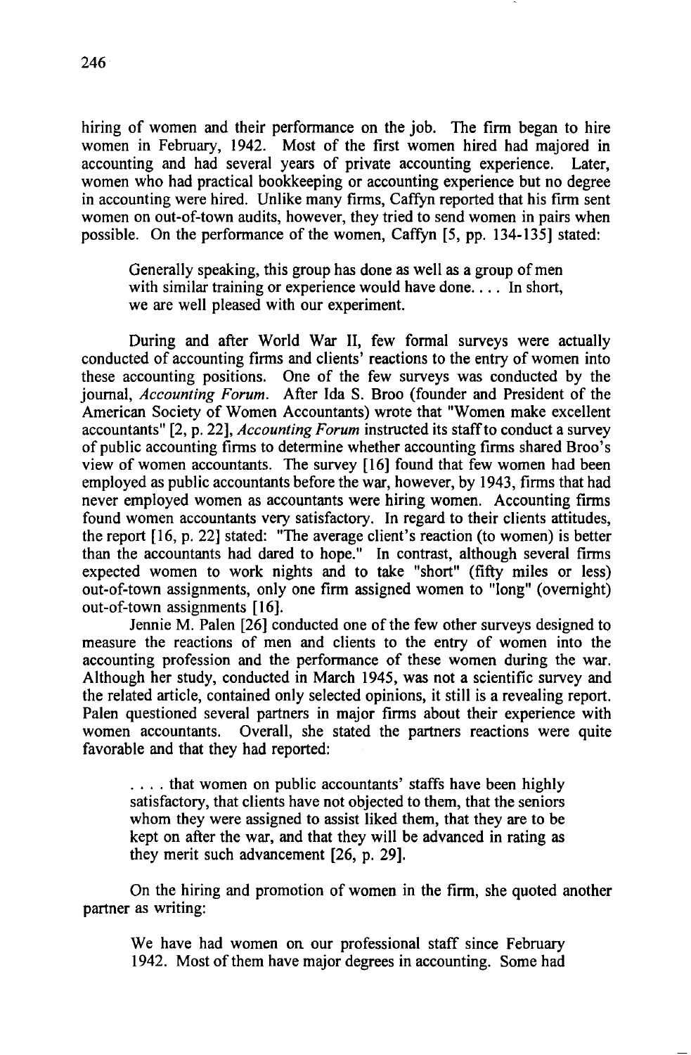hiring of women and their performance on the job. The firm began to hire women in February, 1942. Most of the first women hired had majored in accounting and had several years of private accounting experience. Later, women who had practical bookkeeping or accounting experience but no degree in accounting were hired. Unlike many firms, Caffyn reported that his firm sent women on out-of-town audits, however, they tried to send women in pairs when possible. On the performance of the women, Caffyn [5, pp. 134-135] stated:

> Generally speaking, this group has done as well as a group of men with similar training or experience would have done. . . . In short, we are well pleased with our experiment.

During and after World War II, few formal surveys were actually conducted of accounting firms and clients' reactions to the entry of women into these accounting positions. One of the few surveys was conducted by the journal, *Accounting Forum*. After Ida S. Broo (founder and President of the American Society of Women Accountants) wrote that "Women make excellent accountants" [2, p. 22], *Accounting Forum* instructed its staff to conduct a survey of public accounting firms to determine whether accounting firms shared Broo's view of women accountants. The survey [16] found that few women had been employed as public accountants before the war, however, by 1943, firms that had never employed women as accountants were hiring women. Accounting firms found women accountants very satisfactory. In regard to their clients attitudes, the report [16, p. 22] stated: "The average client's reaction (to women) is better than the accountants had dared to hope." In contrast, although several firms expected women to work nights and to take "short" (fifty miles or less) out-of-town assignments, only one firm assigned women to "long" (overnight) out-of-town assignments [16].

Jennie M. Palen [26] conducted one of the few other surveys designed to measure the reactions of men and clients to the entry of women into the accounting profession and the performance of these women during the war. Although her study, conducted in March 1945, was not a scientific survey and the related article, contained only selected opinions, it still is a revealing report. Palen questioned several partners in major firms about their experience with women accountants. Overall, she stated the partners reactions were quite favorable and that they had reported:

> . . . . that women on public accountants' staffs have been highly satisfactory, that clients have not objected to them, that the seniors whom they were assigned to assist liked them, that they are to be kept on after the war, and that they will be advanced in rating as they merit such advancement [26, p. 29].

On the hiring and promotion of women in the firm, she quoted another partner as writing:

> We have had women on our professional staff since February 1942. Most of them have major degrees in accounting. Some had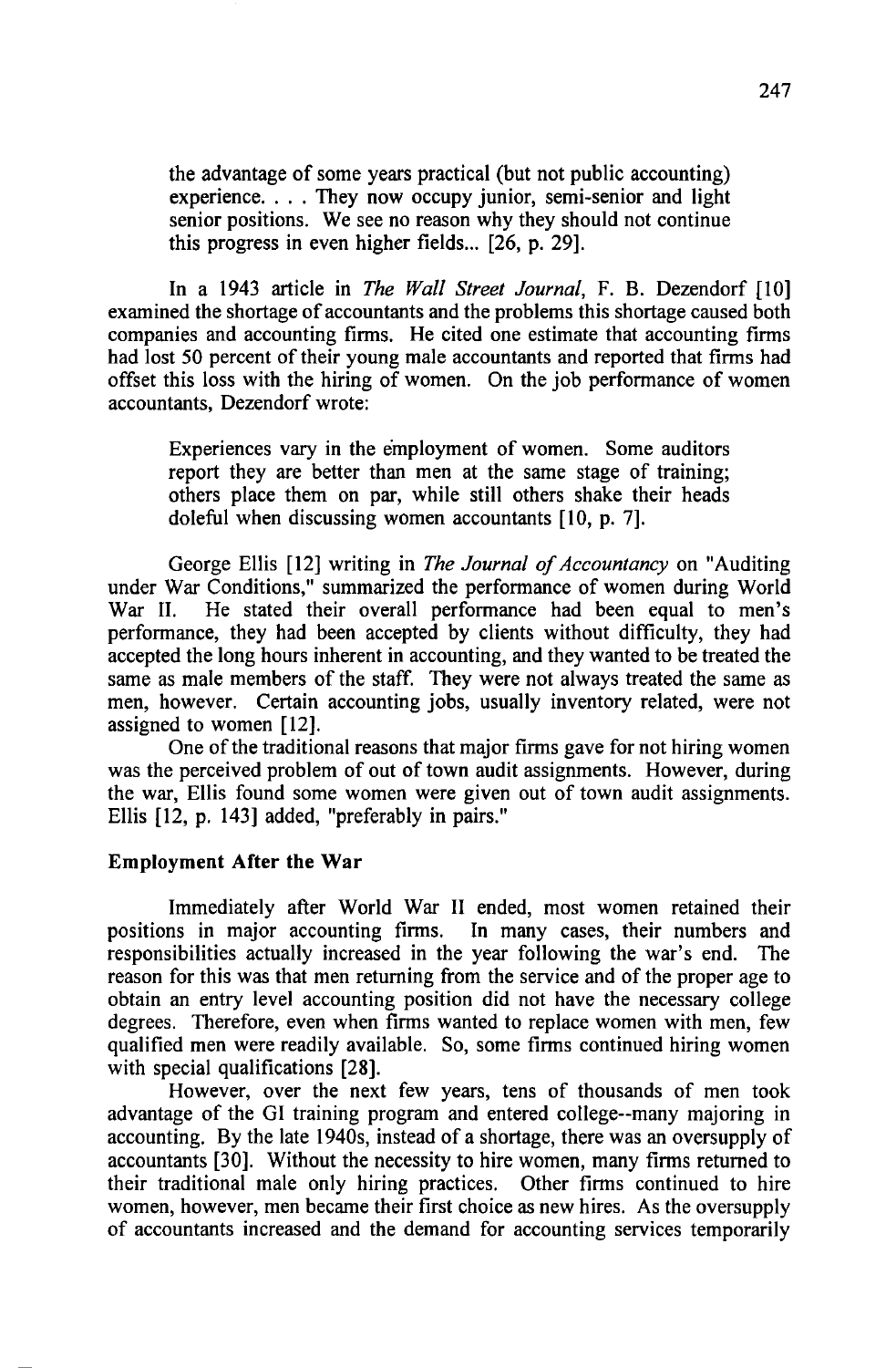> the advantage of some years practical (but not public accounting) experience. . . . They now occupy junior, semi-senior and light senior positions. We see no reason why they should not continue this progress in even higher fields... [26, p. 29].

In a 1943 article in *The Wall Street Journal*, F. B. Dezendorf [10] examined the shortage of accountants and the problems this shortage caused both companies and accounting firms. He cited one estimate that accounting firms had lost 50 percent of their young male accountants and reported that firms had offset this loss with the hiring of women. On the job performance of women accountants, Dezendorf wrote:

> Experiences vary in the employment of women. Some auditors report they are better than men at the same stage of training; others place them on par, while still others shake their heads doleful when discussing women accountants [10, p. 7].

George Ellis [12] writing in *The Journal of Accountancy* on "Auditing under War Conditions," summarized the performance of women during World War II. He stated their overall performance had been equal to men's performance, they had been accepted by clients without difficulty, they had accepted the long hours inherent in accounting, and they wanted to be treated the same as male members of the staff. They were not always treated the same as men, however. Certain accounting jobs, usually inventory related, were not assigned to women [12].

One of the traditional reasons that major firms gave for not hiring women was the perceived problem of out of town audit assignments. However, during the war, Ellis found some women were given out of town audit assignments. Ellis [12, p. 143] added, "preferably in pairs."

### Employment After the War

Immediately after World War II ended, most women retained their positions in major accounting firms. In many cases, their numbers and responsibilities actually increased in the year following the war's end. The reason for this was that men returning from the service and of the proper age to obtain an entry level accounting position did not have the necessary college degrees. Therefore, even when firms wanted to replace women with men, few qualified men were readily available. So, some firms continued hiring women with special qualifications [28].

However, over the next few years, tens of thousands of men took advantage of the GI training program and entered college--many majoring in accounting. By the late 1940s, instead of a shortage, there was an oversupply of accountants [30]. Without the necessity to hire women, many firms returned to their traditional male only hiring practices. Other firms continued to hire women, however, men became their first choice as new hires. As the oversupply of accountants increased and the demand for accounting services temporarily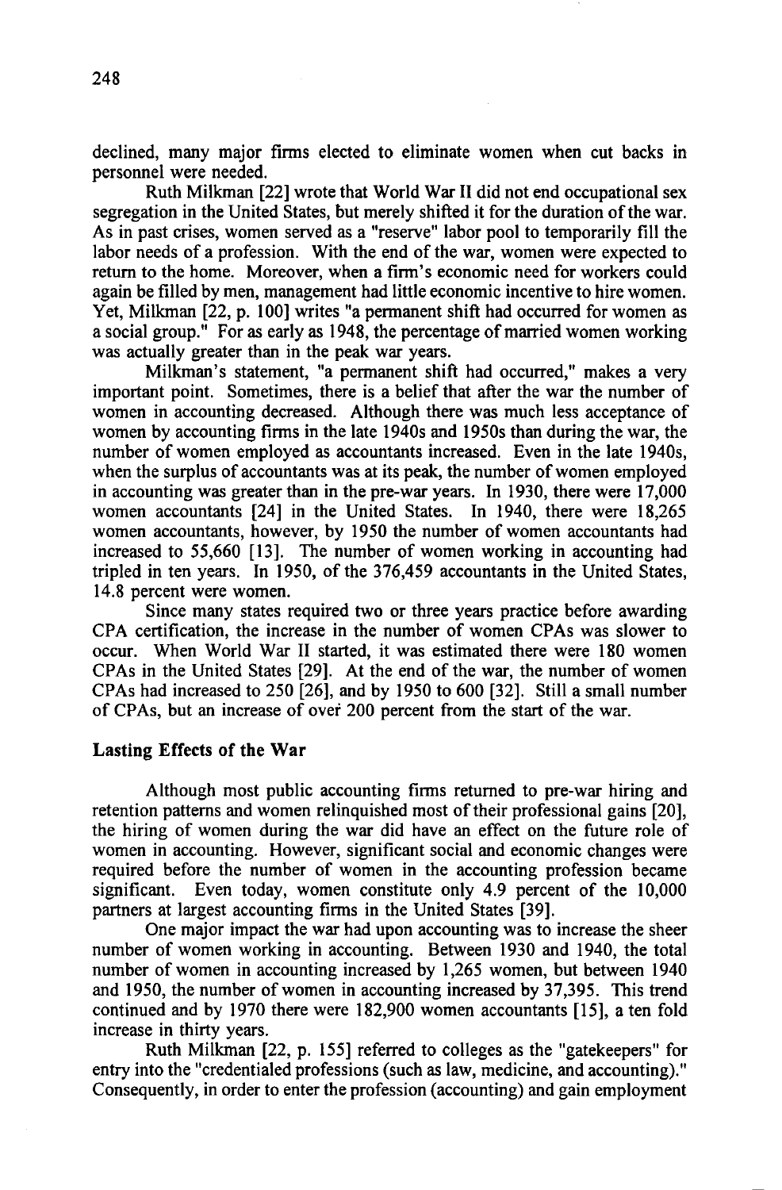declined, many major firms elected to eliminate women when cut backs in personnel were needed.

Ruth Milkman [22] wrote that World War II did not end occupational sex segregation in the United States, but merely shifted it for the duration of the war. As in past crises, women served as a "reserve" labor pool to temporarily fill the labor needs of a profession. With the end of the war, women were expected to return to the home. Moreover, when a firm's economic need for workers could again be filled by men, management had little economic incentive to hire women. Yet, Milkman [22, p. 100] writes "a permanent shift had occurred for women as a social group." For as early as 1948, the percentage of married women working was actually greater than in the peak war years.

Milkman's statement, "a permanent shift had occurred," makes a very important point. Sometimes, there is a belief that after the war the number of women in accounting decreased. Although there was much less acceptance of women by accounting firms in the late 1940s and 1950s than during the war, the number of women employed as accountants increased. Even in the late 1940s, when the surplus of accountants was at its peak, the number of women employed in accounting was greater than in the pre-war years. In 1930, there were 17,000 women accountants [24] in the United States. In 1940, there were 18,265 women accountants, however, by 1950 the number of women accountants had increased to 55,660 [13]. The number of women working in accounting had tripled in ten years. In 1950, of the 376,459 accountants in the United States, 14.8 percent were women.

Since many states required two or three years practice before awarding CPA certification, the increase in the number of women CPAs was slower to occur. When World War II started, it was estimated there were 180 women CPAs in the United States [29]. At the end of the war, the number of women CPAs had increased to 250 [26], and by 1950 to 600 [32]. Still a small number of CPAs, but an increase of over 200 percent from the start of the war.

### Lasting Effects of the War

Although most public accounting firms returned to pre-war hiring and retention patterns and women relinquished most of their professional gains [20], the hiring of women during the war did have an effect on the future role of women in accounting. However, significant social and economic changes were required before the number of women in the accounting profession became significant. Even today, women constitute only 4.9 percent of the 10,000 partners at largest accounting firms in the United States [39].

One major impact the war had upon accounting was to increase the sheer number of women working in accounting. Between 1930 and 1940, the total number of women in accounting increased by 1,265 women, but between 1940 and 1950, the number of women in accounting increased by 37,395. This trend continued and by 1970 there were 182,900 women accountants [15], a ten fold increase in thirty years.

Ruth Milkman [22, p. 155] referred to colleges as the "gatekeepers" for entry into the "credentialed professions (such as law, medicine, and accounting)." Consequently, in order to enter the profession (accounting) and gain employment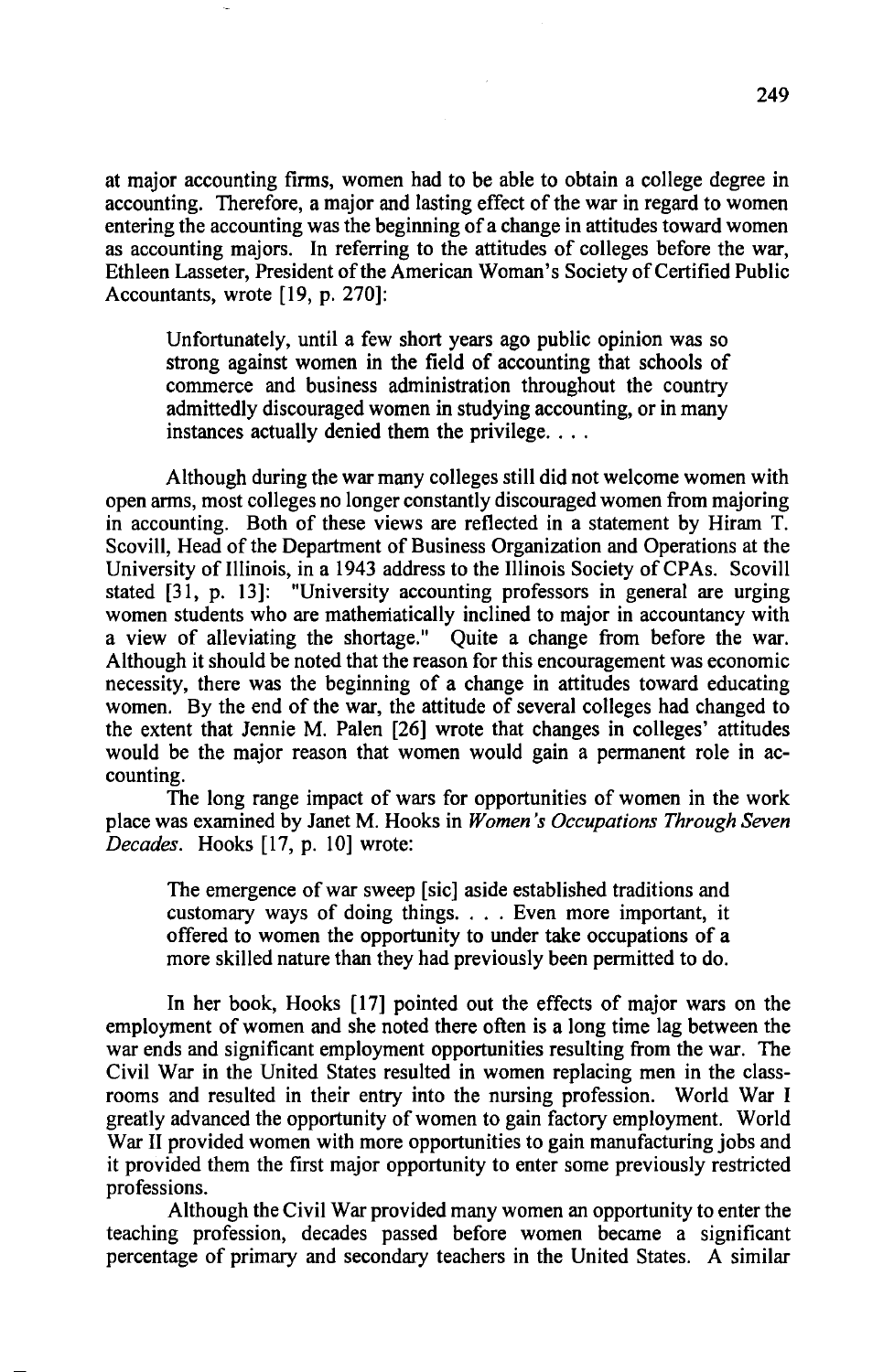at major accounting firms, women had to be able to obtain a college degree in accounting. Therefore, a major and lasting effect of the war in regard to women entering the accounting was the beginning of a change in attitudes toward women as accounting majors. In referring to the attitudes of colleges before the war, Ethleen Lasseter, President of the American Woman's Society of Certified Public Accountants, wrote [19, p. 270]:

> Unfortunately, until a few short years ago public opinion was so strong against women in the field of accounting that schools of commerce and business administration throughout the country admittedly discouraged women in studying accounting, or in many instances actually denied them the privilege. . . .

Although during the war many colleges still did not welcome women with open arms, most colleges no longer constantly discouraged women from majoring in accounting. Both of these views are reflected in a statement by Hiram T. Scovill, Head of the Department of Business Organization and Operations at the University of Illinois, in a 1943 address to the Illinois Society of CPAs. Scovill stated [31, p. 13]: "University accounting professors in general are urging women students who are mathematically inclined to major in accountancy with a view of alleviating the shortage." Quite a change from before the war. Although it should be noted that the reason for this encouragement was economic necessity, there was the beginning of a change in attitudes toward educating women. By the end of the war, the attitude of several colleges had changed to the extent that Jennie M. Palen [26] wrote that changes in colleges' attitudes would be the major reason that women would gain a permanent role in accounting.

The long range impact of wars for opportunities of women in the work place was examined by Janet M. Hooks in *Women's Occupations Through Seven Decades*. Hooks [17, p. 10] wrote:

> The emergence of war sweep [sic] aside established traditions and customary ways of doing things. . . . Even more important, it offered to women the opportunity to under take occupations of a more skilled nature than they had previously been permitted to do.

In her book, Hooks [17] pointed out the effects of major wars on the employment of women and she noted there often is a long time lag between the war ends and significant employment opportunities resulting from the war. The Civil War in the United States resulted in women replacing men in the classrooms and resulted in their entry into the nursing profession. World War I greatly advanced the opportunity of women to gain factory employment. World War II provided women with more opportunities to gain manufacturing jobs and it provided them the first major opportunity to enter some previously restricted professions.

Although the Civil War provided many women an opportunity to enter the teaching profession, decades passed before women became a significant percentage of primary and secondary teachers in the United States. A similar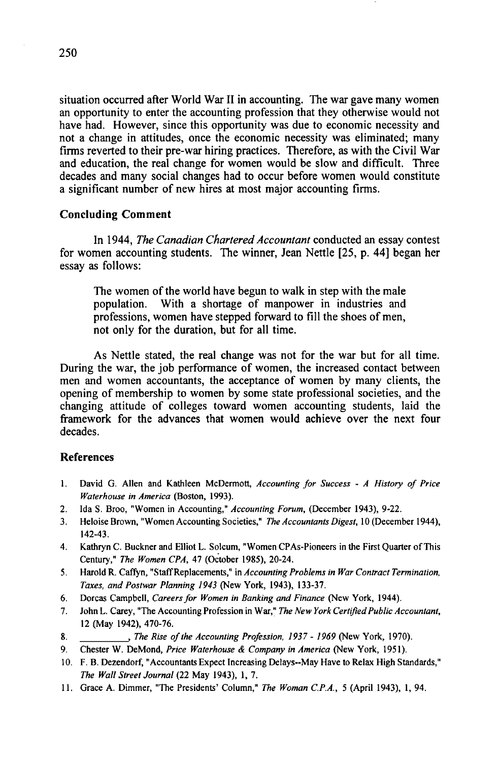situation occurred after World War II in accounting. The war gave many women an opportunity to enter the accounting profession that they otherwise would not have had. However, since this opportunity was due to economic necessity and not a change in attitudes, once the economic necessity was eliminated; many firms reverted to their pre-war hiring practices. Therefore, as with the Civil War and education, the real change for women would be slow and difficult. Three decades and many social changes had to occur before women would constitute a significant number of new hires at most major accounting firms.

### Concluding Comment

In 1944, *The Canadian Chartered Accountant* conducted an essay contest for women accounting students. The winner, Jean Nettle [25, p. 44] began her essay as follows:

> The women of the world have begun to walk in step with the male population. With a shortage of manpower in industries and professions, women have stepped forward to fill the shoes of men, not only for the duration, but for all time.

As Nettle stated, the real change was not for the war but for all time. During the war, the job performance of women, the increased contact between men and women accountants, the acceptance of women by many clients, the opening of membership to women by some state professional societies, and the changing attitude of colleges toward women accounting students, laid the framework for the advances that women would achieve over the next four decades.

### References

1. David G. Allen and Kathleen McDermott, *Accounting for Success - A History of Price Waterhouse in America* (Boston, 1993).
2. Ida S. Broo, "Women in Accounting," *Accounting Forum*, (December 1943), 9-22.
3. Heloise Brown, "Women Accounting Societies," *The Accountants Digest*, 10 (December 1944), 142-43.
4. Kathryn C. Buckner and Elliot L. Solcum, "Women CPAs-Pioneers in the First Quarter of This Century," *The Women CPA*, 47 (October 1985), 20-24.
5. Harold R. Caffyn, "Staff Replacements," in *Accounting Problems in War Contract Termination, Taxes, and Postwar Planning 1943* (New York, 1943), 133-37.
6. Dorcas Campbell, *Careers for Women in Banking and Finance* (New York, 1944).
7. John L. Carey, "The Accounting Profession in War," *The New York Certified Public Accountant*, 12 (May 1942), 470-76.
8. ________, *The Rise of the Accounting Profession, 1937 - 1969* (New York, 1970).
9. Chester W. DeMond, *Price Waterhouse & Company in America* (New York, 1951).
10. F. B. Dezendorf, "Accountants Expect Increasing Delays--May Have to Relax High Standards," *The Wall Street Journal* (22 May 1943), 1, 7.
11. Grace A. Dimmer, "The Presidents' Column," *The Woman C.P.A.*, 5 (April 1943), 1, 94.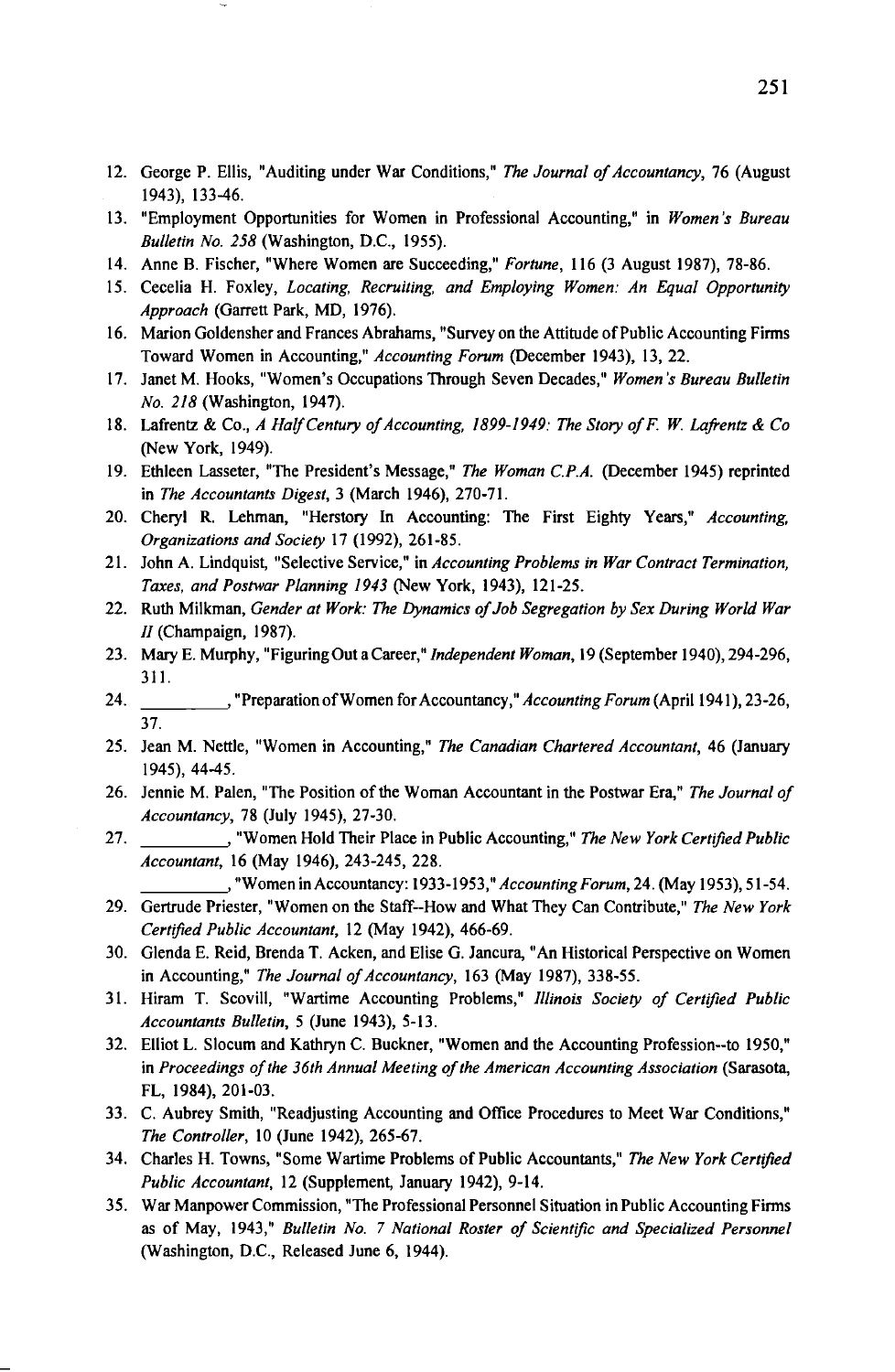12. George P. Ellis, "Auditing under War Conditions," *The Journal of Accountancy*, 76 (August 1943), 133-46.
13. "Employment Opportunities for Women in Professional Accounting," in *Women's Bureau Bulletin No. 258* (Washington, D.C., 1955).
14. Anne B. Fischer, "Where Women are Succeeding," *Fortune*, 116 (3 August 1987), 78-86.
15. Cecelia H. Foxley, *Locating, Recruiting, and Employing Women: An Equal Opportunity Approach* (Garrett Park, MD, 1976).
16. Marion Goldensher and Frances Abrahams, "Survey on the Attitude of Public Accounting Firms Toward Women in Accounting," *Accounting Forum* (December 1943), 13, 22.
17. Janet M. Hooks, "Women's Occupations Through Seven Decades," *Women's Bureau Bulletin No. 218* (Washington, 1947).
18. Lafrentz & Co., *A Half Century of Accounting, 1899-1949: The Story of F. W. Lafrentz & Co* (New York, 1949).
19. Ethleen Lasseter, "The President's Message," *The Woman C.P.A.* (December 1945) reprinted in *The Accountants Digest*, 3 (March 1946), 270-71.
20. Cheryl R. Lehman, "Herstory In Accounting: The First Eighty Years," *Accounting, Organizations and Society* 17 (1992), 261-85.
21. John A. Lindquist, "Selective Service," in *Accounting Problems in War Contract Termination, Taxes, and Postwar Planning 1943* (New York, 1943), 121-25.
22. Ruth Milkman, *Gender at Work: The Dynamics of Job Segregation by Sex During World War II* (Champaign, 1987).
23. Mary E. Murphy, "Figuring Out a Career," *Independent Woman*, 19 (September 1940), 294-296, 311.
24. ________, "Preparation of Women for Accountancy," *Accounting Forum* (April 1941), 23-26, 37.
25. Jean M. Nettle, "Women in Accounting," *The Canadian Chartered Accountant*, 46 (January 1945), 44-45.
26. Jennie M. Palen, "The Position of the Woman Accountant in the Postwar Era," *The Journal of Accountancy*, 78 (July 1945), 27-30.
27. ________, "Women Hold Their Place in Public Accounting," *The New York Certified Public Accountant*, 16 (May 1946), 243-245, 228.

    ________, "Women in Accountancy: 1933-1953," *Accounting Forum*, 24. (May 1953), 51-54.
29. Gertrude Priester, "Women on the Staff--How and What They Can Contribute," *The New York Certified Public Accountant*, 12 (May 1942), 466-69.
30. Glenda E. Reid, Brenda T. Acken, and Elise G. Jancura, "An Historical Perspective on Women in Accounting," *The Journal of Accountancy*, 163 (May 1987), 338-55.
31. Hiram T. Scovill, "Wartime Accounting Problems," *Illinois Society of Certified Public Accountants Bulletin*, 5 (June 1943), 5-13.
32. Elliot L. Slocum and Kathryn C. Buckner, "Women and the Accounting Profession--to 1950," in *Proceedings of the 36th Annual Meeting of the American Accounting Association* (Sarasota, FL, 1984), 201-03.
33. C. Aubrey Smith, "Readjusting Accounting and Office Procedures to Meet War Conditions," *The Controller*, 10 (June 1942), 265-67.
34. Charles H. Towns, "Some Wartime Problems of Public Accountants," *The New York Certified Public Accountant*, 12 (Supplement, January 1942), 9-14.
35. War Manpower Commission, "The Professional Personnel Situation in Public Accounting Firms as of May, 1943," *Bulletin No. 7 National Roster of Scientific and Specialized Personnel* (Washington, D.C., Released June 6, 1944).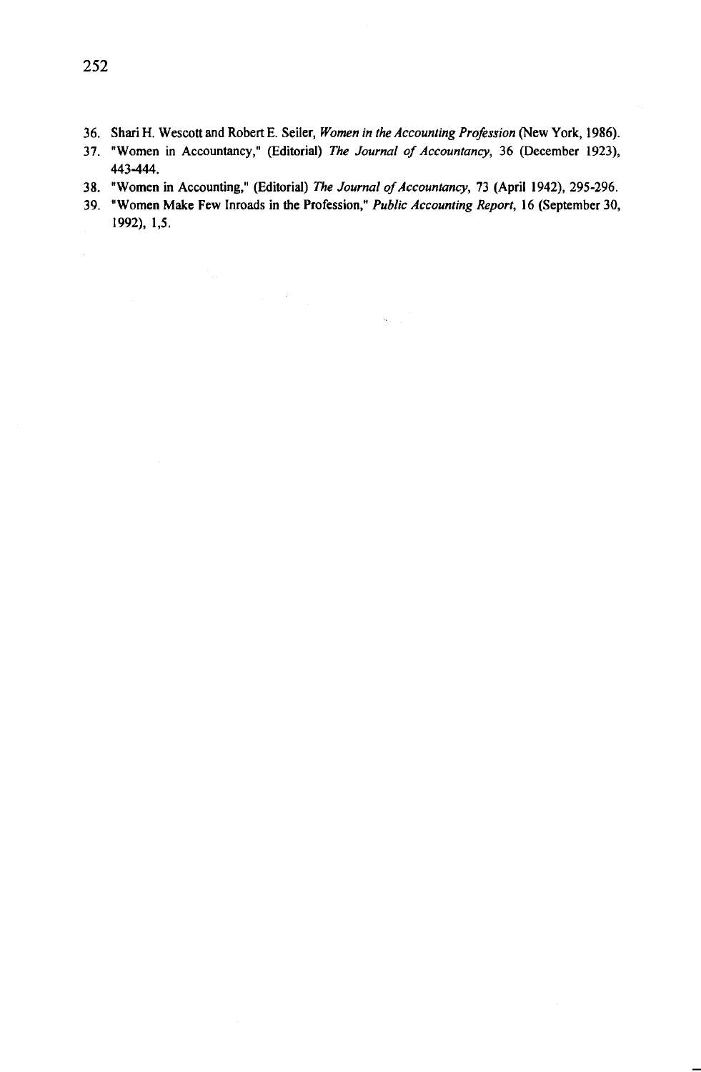36. Shari H. Wescott and Robert E. Seiler, *Women in the Accounting Profession* (New York, 1986).
37. "Women in Accountancy," (Editorial) *The Journal of Accountancy*, 36 (December 1923), 443-444.
38. "Women in Accounting," (Editorial) *The Journal of Accountancy*, 73 (April 1942), 295-296.
39. "Women Make Few Inroads in the Profession," *Public Accounting Report*, 16 (September 30, 1992), 1,5.